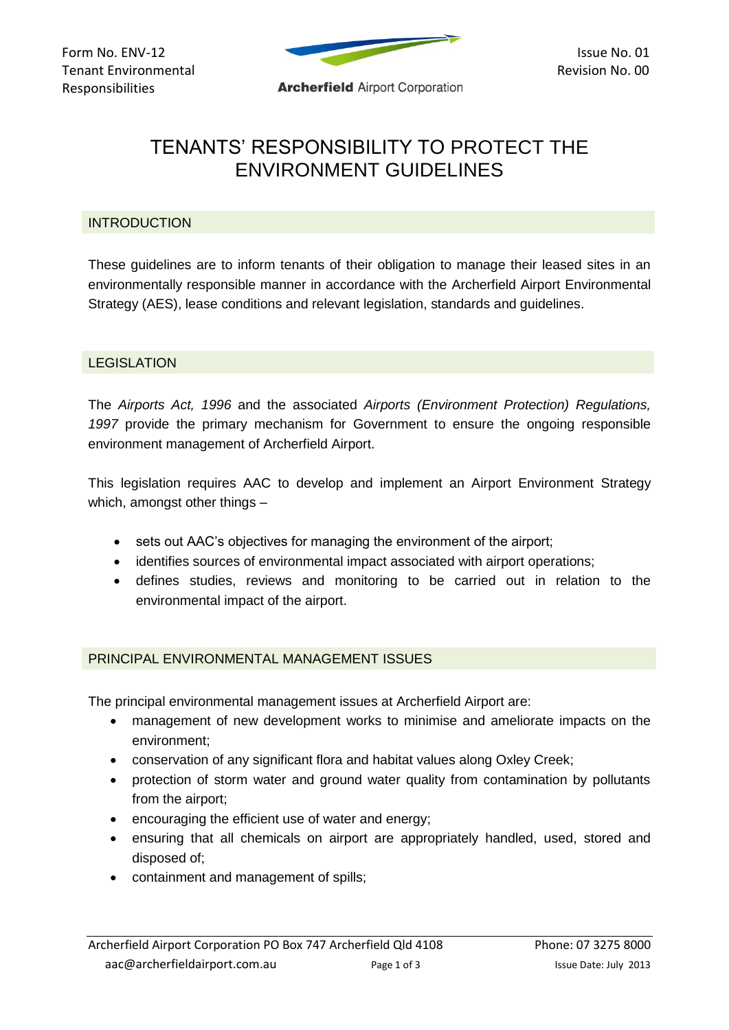# TENANTS' RESPONSIBILITY TO PROTECT THE ENVIRONMENT GUIDELINES

## INTRODUCTION

These guidelines are to inform tenants of their obligation to manage their leased sites in an environmentally responsible manner in accordance with the Archerfield Airport Environmental Strategy (AES), lease conditions and relevant legislation, standards and guidelines.

## LEGISLATION

The *Airports Act, 1996* and the associated *Airports (Environment Protection) Regulations, 1997* provide the primary mechanism for Government to ensure the ongoing responsible environment management of Archerfield Airport.

This legislation requires AAC to develop and implement an Airport Environment Strategy which, amongst other things –

- sets out AAC's objectives for managing the environment of the airport;
- identifies sources of environmental impact associated with airport operations;
- defines studies, reviews and monitoring to be carried out in relation to the environmental impact of the airport.

## PRINCIPAL ENVIRONMENTAL MANAGEMENT ISSUES

The principal environmental management issues at Archerfield Airport are:

- management of new development works to minimise and ameliorate impacts on the environment;
- conservation of any significant flora and habitat values along Oxley Creek;
- protection of storm water and ground water quality from contamination by pollutants from the airport;
- encouraging the efficient use of water and energy;
- ensuring that all chemicals on airport are appropriately handled, used, stored and disposed of;
- containment and management of spills;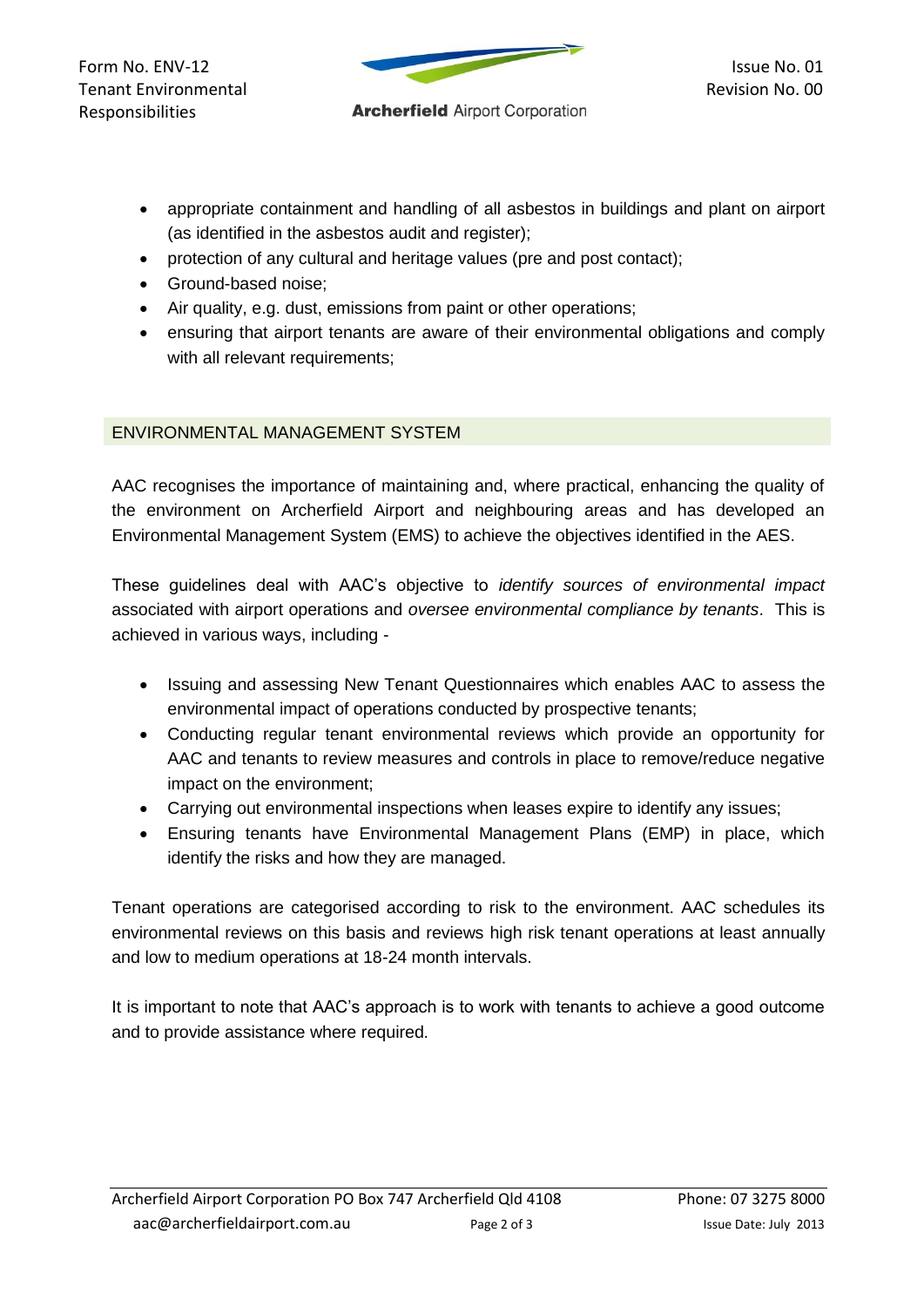- appropriate containment and handling of all asbestos in buildings and plant on airport (as identified in the asbestos audit and register);
- protection of any cultural and heritage values (pre and post contact);
- Ground-based noise;
- Air quality, e.g. dust, emissions from paint or other operations;
- ensuring that airport tenants are aware of their environmental obligations and comply with all relevant requirements;

## ENVIRONMENTAL MANAGEMENT SYSTEM

AAC recognises the importance of maintaining and, where practical, enhancing the quality of the environment on Archerfield Airport and neighbouring areas and has developed an Environmental Management System (EMS) to achieve the objectives identified in the AES.

These guidelines deal with AAC's objective to *identify sources of environmental impact* associated with airport operations and *oversee environmental compliance by tenants*. This is achieved in various ways, including -

- Issuing and assessing New Tenant Questionnaires which enables AAC to assess the environmental impact of operations conducted by prospective tenants;
- Conducting regular tenant environmental reviews which provide an opportunity for AAC and tenants to review measures and controls in place to remove/reduce negative impact on the environment;
- Carrying out environmental inspections when leases expire to identify any issues;
- Ensuring tenants have Environmental Management Plans (EMP) in place, which identify the risks and how they are managed.

Tenant operations are categorised according to risk to the environment. AAC schedules its environmental reviews on this basis and reviews high risk tenant operations at least annually and low to medium operations at 18-24 month intervals.

It is important to note that AAC's approach is to work with tenants to achieve a good outcome and to provide assistance where required.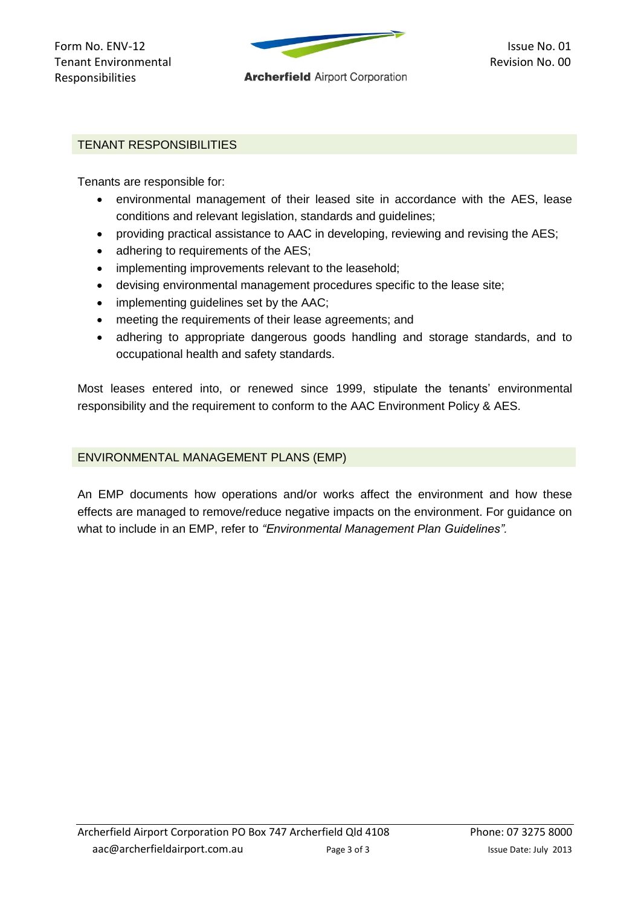## TENANT RESPONSIBILITIES

Tenants are responsible for:

- environmental management of their leased site in accordance with the AES, lease conditions and relevant legislation, standards and guidelines;
- providing practical assistance to AAC in developing, reviewing and revising the AES;
- adhering to requirements of the AES;
- implementing improvements relevant to the leasehold;
- devising environmental management procedures specific to the lease site;
- implementing guidelines set by the AAC;
- meeting the requirements of their lease agreements; and
- adhering to appropriate dangerous goods handling and storage standards, and to occupational health and safety standards.

Most leases entered into, or renewed since 1999, stipulate the tenants' environmental responsibility and the requirement to conform to the AAC Environment Policy & AES.

## ENVIRONMENTAL MANAGEMENT PLANS (EMP)

An EMP documents how operations and/or works affect the environment and how these effects are managed to remove/reduce negative impacts on the environment. For guidance on what to include in an EMP, refer to *"Environmental Management Plan Guidelines".*